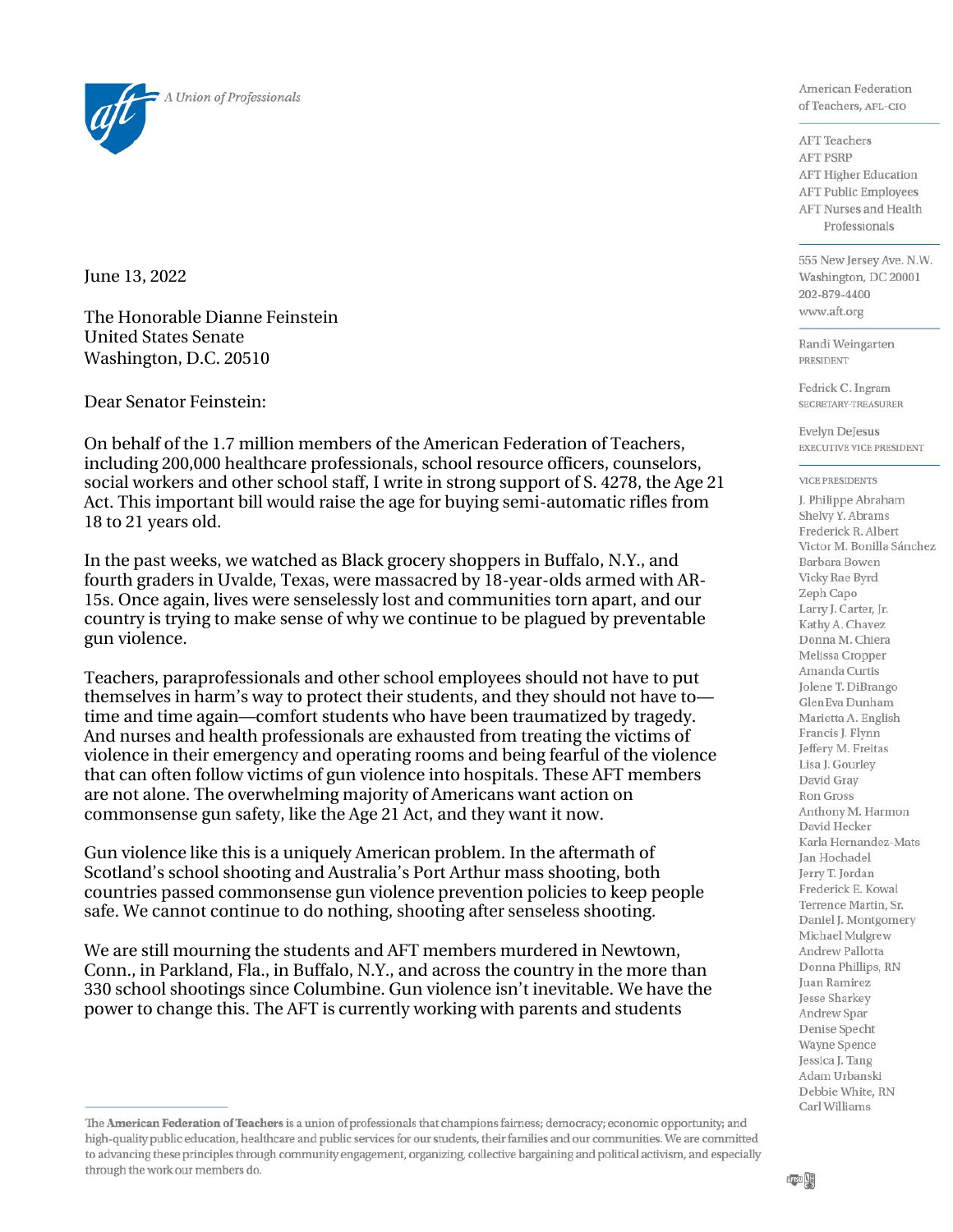A Union of Professionals

American Federation of Teachers, AFL-CIO

AFT Teachers
AFT PSRP
AFT Higher Education
AFT Public Employees
AFT Nurses and Health Professionals

555 New Jersey Ave. N.W.
Washington, DC 20001
202-879-4400
www.aft.org

Randi Weingarten
PRESIDENT

Fedrick C. Ingram
SECRETARY-TREASURER

Evelyn DeJesus
EXECUTIVE VICE PRESIDENT

VICE PRESIDENTS

J. Philippe Abraham
Shelvy Y. Abrams
Frederick R. Albert
Victor M. Bonilla Sánchez
Barbara Bowen
Vicky Rae Byrd
Zeph Capo
Larry J. Carter, Jr.
Kathy A. Chavez
Donna M. Chiera
Melissa Cropper
Amanda Curtis
Jolene T. DiBrango
GlenEva Dunham
Marietta A. English
Francis J. Flynn
Jeffery M. Freitas
Lisa J. Gourley
David Gray
Ron Gross
Anthony M. Harmon
David Hecker
Karla Hernandez-Mats
Jan Hochadel
Jerry T. Jordan
Frederick E. Kowal
Terrence Martin, Sr.
Daniel J. Montgomery
Michael Mulgrew
Andrew Pallotta
Donna Phillips, RN
Juan Ramirez
Jesse Sharkey
Andrew Spar
Denise Specht
Wayne Spence
Jessica J. Tang
Adam Urbanski
Debbie White, RN
Carl Williams

June 13, 2022

The Honorable Dianne Feinstein
United States Senate
Washington, D.C. 20510

Dear Senator Feinstein:

On behalf of the 1.7 million members of the American Federation of Teachers, including 200,000 healthcare professionals, school resource officers, counselors, social workers and other school staff, I write in strong support of S. 4278, the Age 21 Act. This important bill would raise the age for buying semi-automatic rifles from 18 to 21 years old.

In the past weeks, we watched as Black grocery shoppers in Buffalo, N.Y., and fourth graders in Uvalde, Texas, were massacred by 18-year-olds armed with AR-15s. Once again, lives were senselessly lost and communities torn apart, and our country is trying to make sense of why we continue to be plagued by preventable gun violence.

Teachers, paraprofessionals and other school employees should not have to put themselves in harm's way to protect their students, and they should not have to—time and time again—comfort students who have been traumatized by tragedy. And nurses and health professionals are exhausted from treating the victims of violence in their emergency and operating rooms and being fearful of the violence that can often follow victims of gun violence into hospitals. These AFT members are not alone. The overwhelming majority of Americans want action on commonsense gun safety, like the Age 21 Act, and they want it now.

Gun violence like this is a uniquely American problem. In the aftermath of Scotland's school shooting and Australia's Port Arthur mass shooting, both countries passed commonsense gun violence prevention policies to keep people safe. We cannot continue to do nothing, shooting after senseless shooting.

We are still mourning the students and AFT members murdered in Newtown, Conn., in Parkland, Fla., in Buffalo, N.Y., and across the country in the more than 330 school shootings since Columbine. Gun violence isn't inevitable. We have the power to change this. The AFT is currently working with parents and students

The **American Federation of Teachers** is a union of professionals that champions fairness; democracy; economic opportunity; and high-quality public education, healthcare and public services for our students, their families and our communities. We are committed to advancing these principles through community engagement, organizing, collective bargaining and political activism, and especially through the work our members do.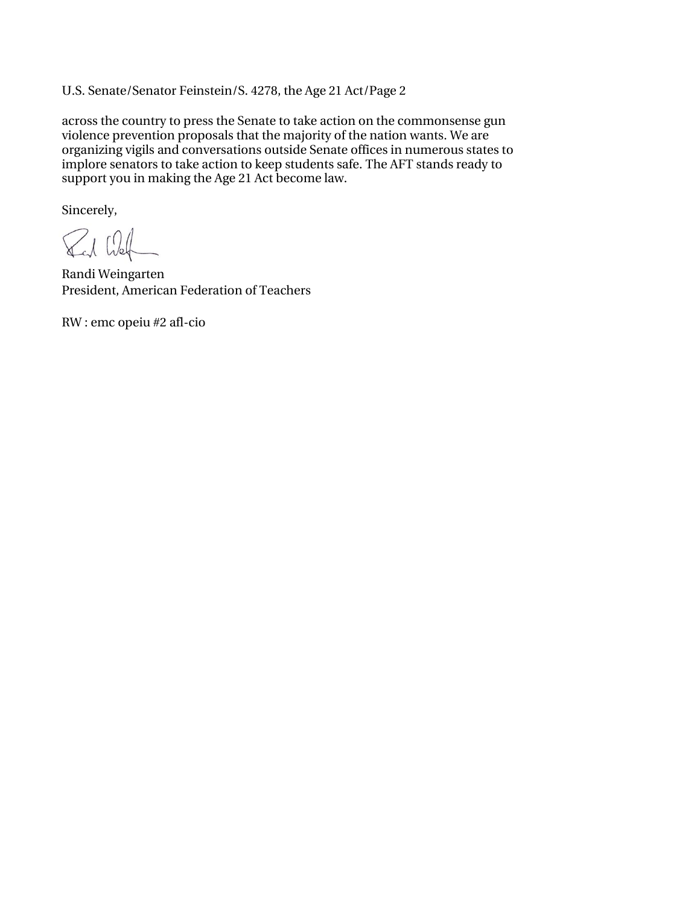across the country to press the Senate to take action on the commonsense gun violence prevention proposals that the majority of the nation wants. We are organizing vigils and conversations outside Senate offices in numerous states to implore senators to take action to keep students safe. The AFT stands ready to support you in making the Age 21 Act become law.

Sincerely,

Randi Weingarten
President, American Federation of Teachers

RW : emc opeiu #2 afl-cio